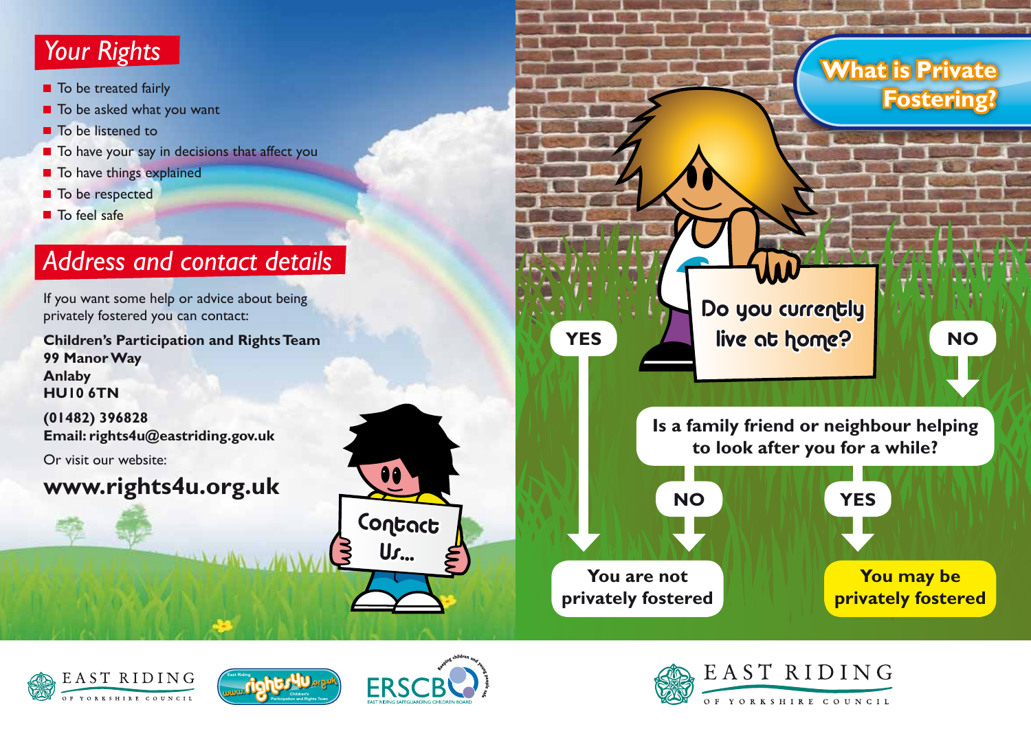## Your Rights

- To be treated fairly
- To be asked what you want
- To be listened to
- To have your say in decisions that affect you
- To have things explained
- To be respected
- To feel safe

## Address and contact details

If you want some help or advice about being privately fostered you can contact:

**Children's Participation and Rights Team**
**99 Manor Way**
**Anlaby**
**HU10 6TN**

**(01482) 396828**
**Email: rights4u@eastriding.gov.uk**

Or visit our website:

**www.rights4u.org.uk**

Contact Us...

## What is Private Fostering?

Do you currently live at home?

- **YES** → You are not privately fostered
- **NO** → Is a family friend or neighbour helping to look after you for a while?
  - **NO** → You are not privately fostered
  - **YES** → You may be privately fostered

EAST RIDING OF YORKSHIRE COUNCIL

East Riding www.rights4u.org.uk Children's Participation and Rights Team

ERSCB Keeping children and young people safe — EAST RIDING SAFEGUARDING CHILDREN BOARD

EAST RIDING OF YORKSHIRE COUNCIL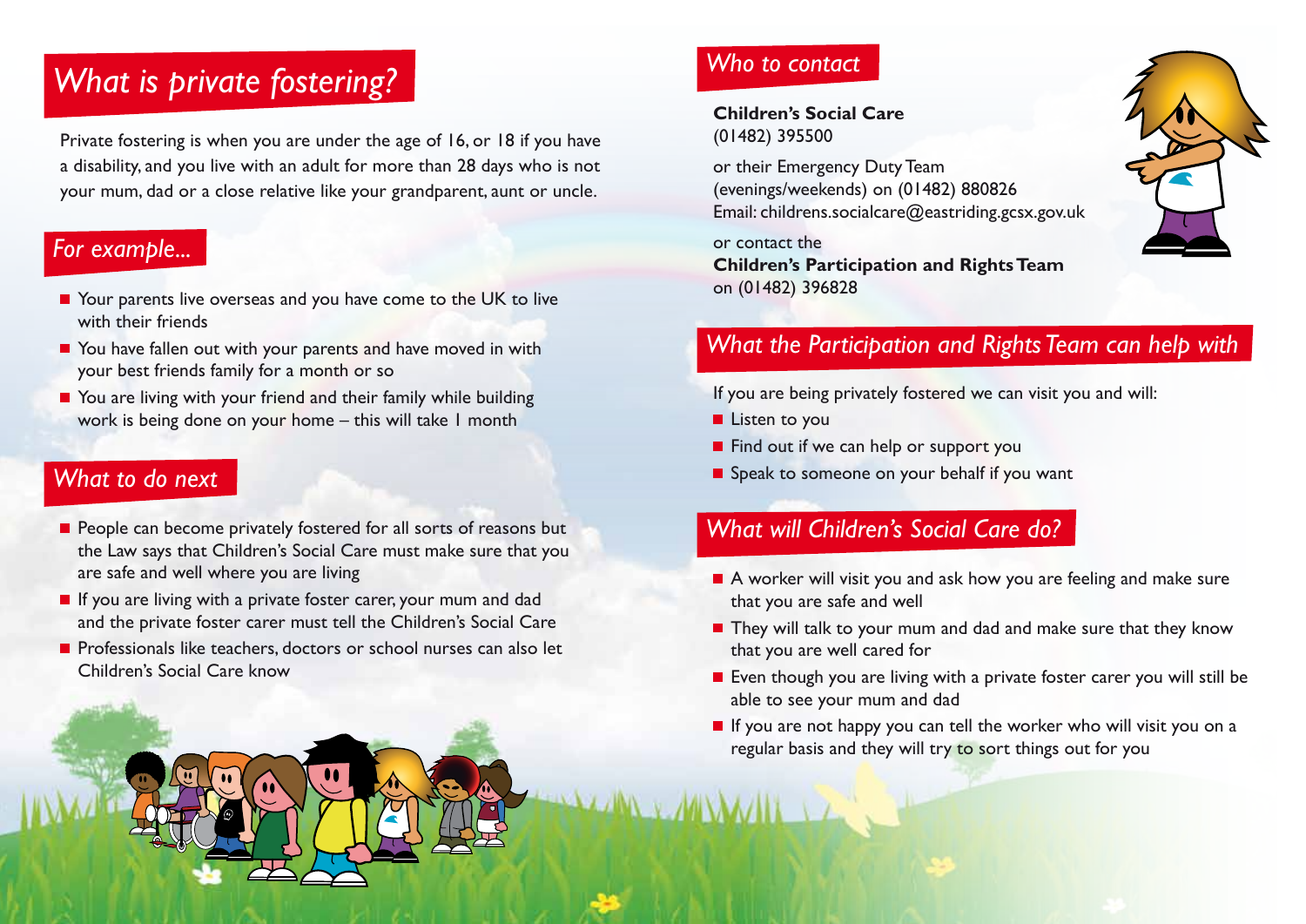## *What is private fostering?*

Private fostering is when you are under the age of 16, or 18 if you have a disability, and you live with an adult for more than 28 days who is not your mum, dad or a close relative like your grandparent, aunt or uncle.

## *For example...*

- Your parents live overseas and you have come to the UK to live with their friends
- You have fallen out with your parents and have moved in with your best friends family for a month or so
- You are living with your friend and their family while building work is being done on your home – this will take 1 month

## *What to do next*

- People can become privately fostered for all sorts of reasons but the Law says that Children's Social Care must make sure that you are safe and well where you are living
- If you are living with a private foster carer, your mum and dad and the private foster carer must tell the Children's Social Care
- Professionals like teachers, doctors or school nurses can also let Children's Social Care know

## *Who to contact*

**Children's Social Care**
(01482) 395500

or their Emergency Duty Team
(evenings/weekends) on (01482) 880826
Email: childrens.socialcare@eastriding.gcsx.gov.uk

or contact the
**Children's Participation and Rights Team**
on (01482) 396828

## *What the Participation and Rights Team can help with*

If you are being privately fostered we can visit you and will:

- Listen to you
- Find out if we can help or support you
- Speak to someone on your behalf if you want

## *What will Children's Social Care do?*

- A worker will visit you and ask how you are feeling and make sure that you are safe and well
- They will talk to your mum and dad and make sure that they know that you are well cared for
- Even though you are living with a private foster carer you will still be able to see your mum and dad
- If you are not happy you can tell the worker who will visit you on a regular basis and they will try to sort things out for you